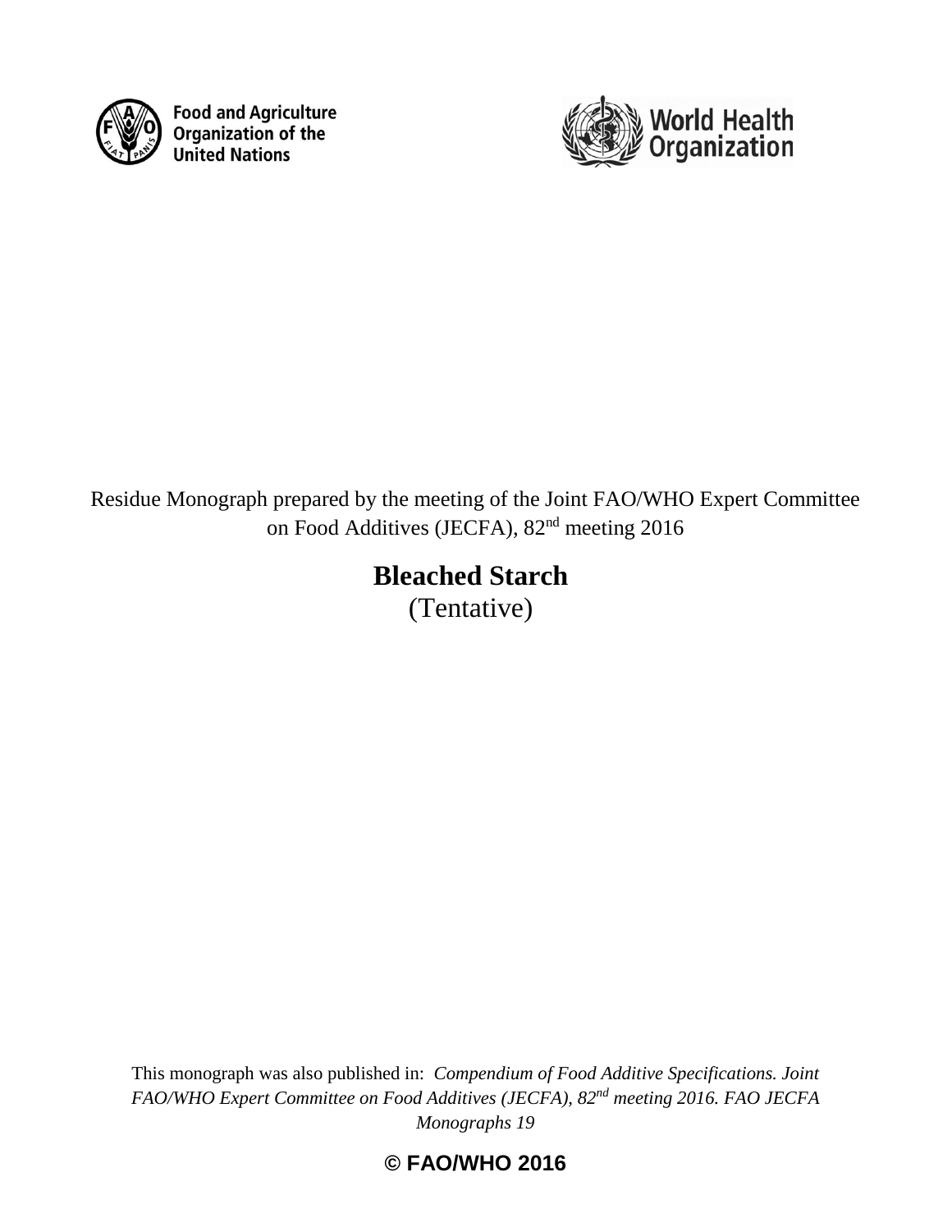Food and Agriculture Organization of the United Nations

World Health Organization

Residue Monograph prepared by the meeting of the Joint FAO/WHO Expert Committee on Food Additives (JECFA), 82nd meeting 2016

# Bleached Starch

(Tentative)

This monograph was also published in: *Compendium of Food Additive Specifications. Joint FAO/WHO Expert Committee on Food Additives (JECFA), 82nd meeting 2016. FAO JECFA Monographs 19*

**© FAO/WHO 2016**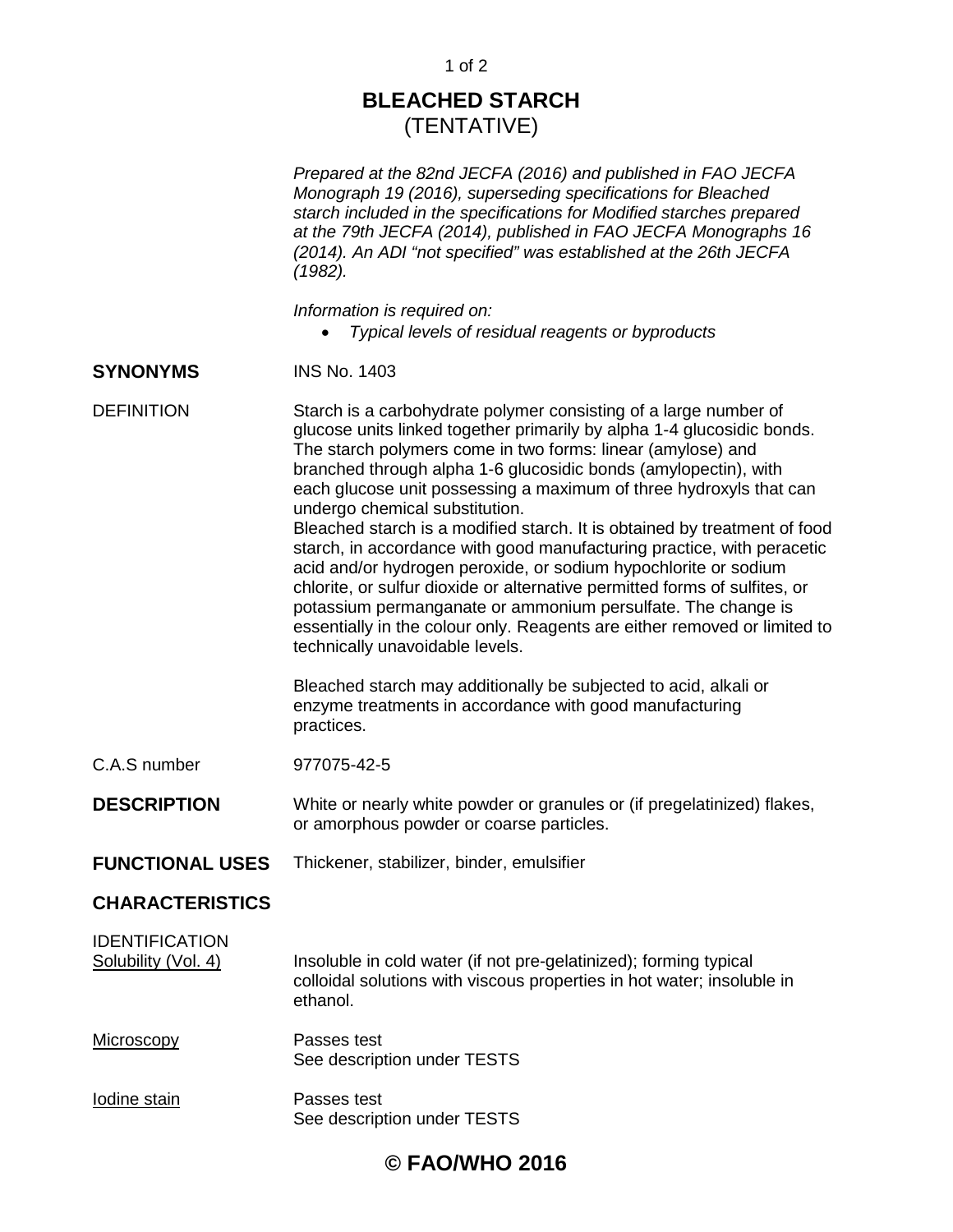// BLEACHED STARCH
(TENTATIVE)

*Prepared at the 82nd JECFA (2016) and published in FAO JECFA Monograph 19 (2016), superseding specifications for Bleached starch included in the specifications for Modified starches prepared at the 79th JECFA (2014), published in FAO JECFA Monographs 16 (2014). An ADI "not specified" was established at the 26th JECFA (1982).*

*Information is required on:*

- *Typical levels of residual reagents or byproducts*

**SYNONYMS**

INS No. 1403

DEFINITION

Starch is a carbohydrate polymer consisting of a large number of glucose units linked together primarily by alpha 1-4 glucosidic bonds. The starch polymers come in two forms: linear (amylose) and branched through alpha 1-6 glucosidic bonds (amylopectin), with each glucose unit possessing a maximum of three hydroxyls that can undergo chemical substitution.
Bleached starch is a modified starch. It is obtained by treatment of food starch, in accordance with good manufacturing practice, with peracetic acid and/or hydrogen peroxide, or sodium hypochlorite or sodium chlorite, or sulfur dioxide or alternative permitted forms of sulfites, or potassium permanganate or ammonium persulfate. The change is essentially in the colour only. Reagents are either removed or limited to technically unavoidable levels.

Bleached starch may additionally be subjected to acid, alkali or enzyme treatments in accordance with good manufacturing practices.

C.A.S number

977075-42-5

**DESCRIPTION**

White or nearly white powder or granules or (if pregelatinized) flakes, or amorphous powder or coarse particles.

**FUNCTIONAL USES**

Thickener, stabilizer, binder, emulsifier

**CHARACTERISTICS**

IDENTIFICATION

Solubility (Vol. 4)

Insoluble in cold water (if not pre-gelatinized); forming typical colloidal solutions with viscous properties in hot water; insoluble in ethanol.

Microscopy

Passes test
See description under TESTS

Iodine stain

Passes test
See description under TESTS

**© FAO/WHO 2016**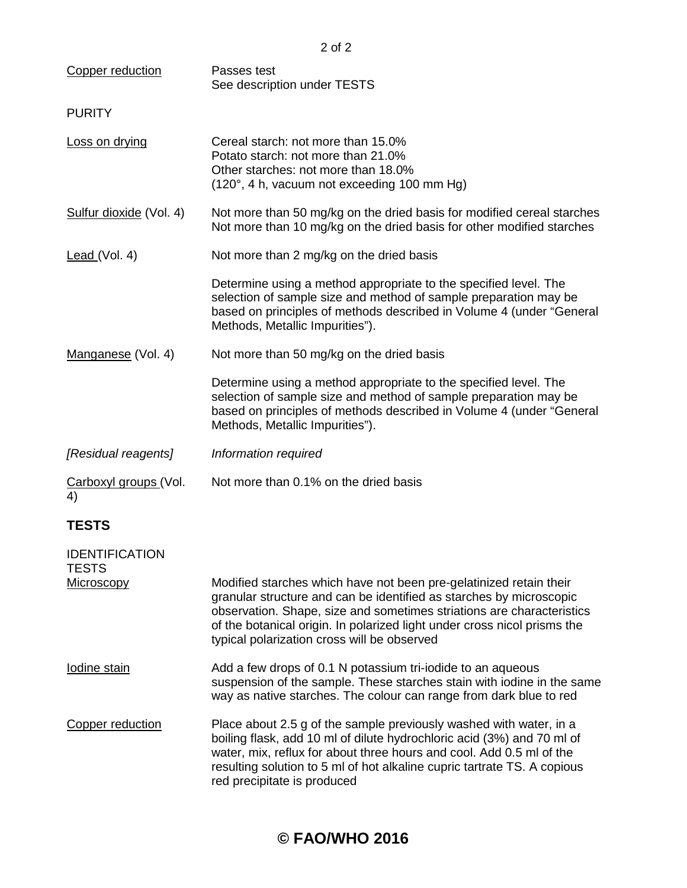| | |
|---|---|
| Copper reduction | Passes test<br>See description under TESTS |

PURITY

| | |
|---|---|
| Loss on drying | Cereal starch: not more than 15.0%<br>Potato starch: not more than 21.0%<br>Other starches: not more than 18.0%<br>(120°, 4 h, vacuum not exceeding 100 mm Hg) |
| Sulfur dioxide (Vol. 4) | Not more than 50 mg/kg on the dried basis for modified cereal starches<br>Not more than 10 mg/kg on the dried basis for other modified starches |
| Lead (Vol. 4) | Not more than 2 mg/kg on the dried basis<br><br>Determine using a method appropriate to the specified level. The selection of sample size and method of sample preparation may be based on principles of methods described in Volume 4 (under "General Methods, Metallic Impurities"). |
| Manganese (Vol. 4) | Not more than 50 mg/kg on the dried basis<br><br>Determine using a method appropriate to the specified level. The selection of sample size and method of sample preparation may be based on principles of methods described in Volume 4 (under "General Methods, Metallic Impurities"). |
| *[Residual reagents]* | *Information required* |
| Carboxyl groups (Vol. 4) | Not more than 0.1% on the dried basis |

## TESTS

IDENTIFICATION TESTS

| | |
|---|---|
| Microscopy | Modified starches which have not been pre-gelatinized retain their granular structure and can be identified as starches by microscopic observation. Shape, size and sometimes striations are characteristics of the botanical origin. In polarized light under cross nicol prisms the typical polarization cross will be observed |
| Iodine stain | Add a few drops of 0.1 N potassium tri-iodide to an aqueous suspension of the sample. These starches stain with iodine in the same way as native starches. The colour can range from dark blue to red |
| Copper reduction | Place about 2.5 g of the sample previously washed with water, in a boiling flask, add 10 ml of dilute hydrochloric acid (3%) and 70 ml of water, mix, reflux for about three hours and cool. Add 0.5 ml of the resulting solution to 5 ml of hot alkaline cupric tartrate TS. A copious red precipitate is produced |

**© FAO/WHO 2016**